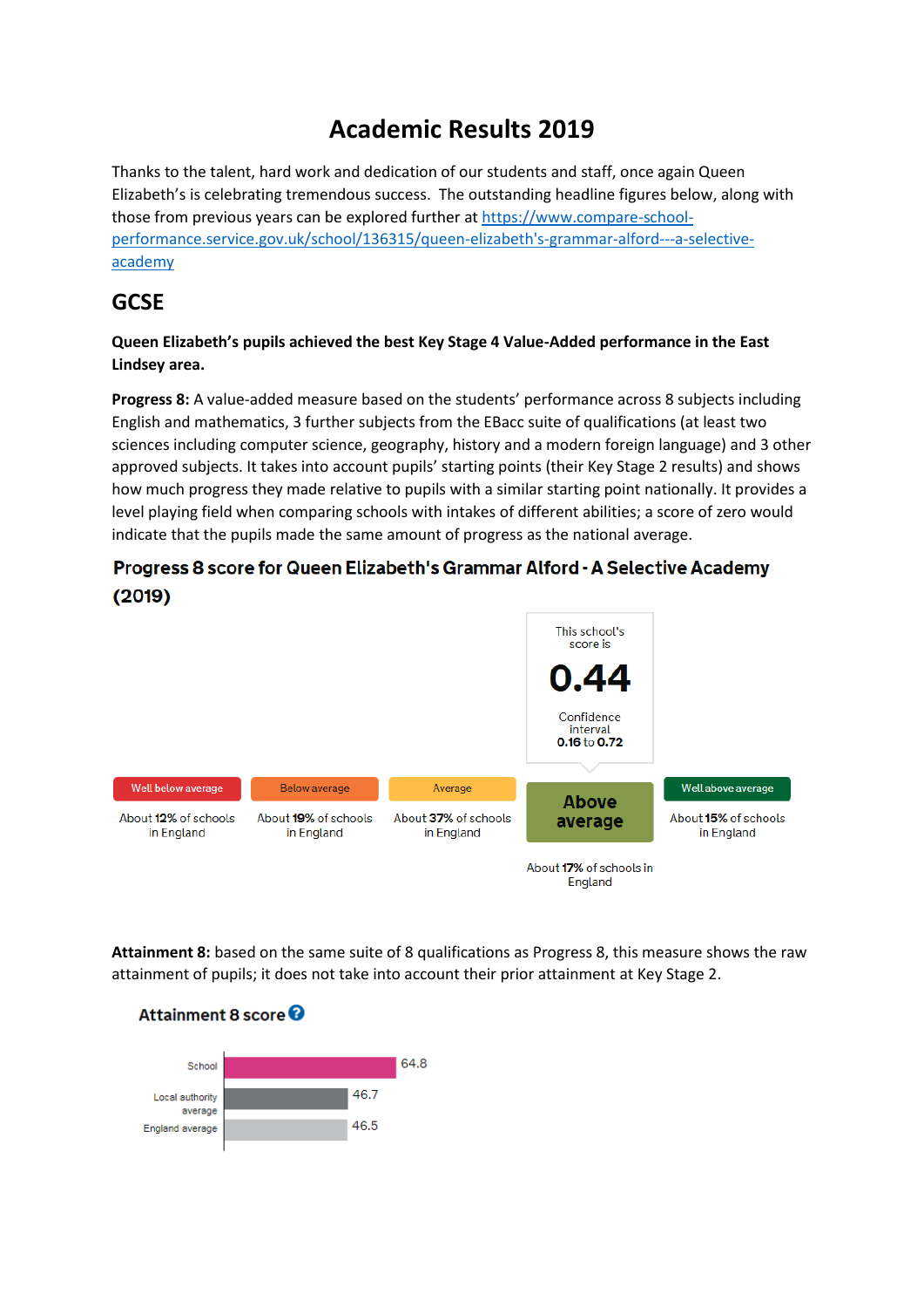# Academic Results 2019

Thanks to the talent, hard work and dedication of our students and staff, once again Queen Elizabeth's is celebrating tremendous success. The outstanding headline figures below, along with those from previous years can be explored further at [https://www.compare-school-performance.service.gov.uk/school/136315/queen-elizabeth's-grammar-alford---a-selective-academy](https://www.compare-school-performance.service.gov.uk/school/136315/queen-elizabeth's-grammar-alford---a-selective-academy)

## GCSE

**Queen Elizabeth's pupils achieved the best Key Stage 4 Value-Added performance in the East Lindsey area.**

**Progress 8:** A value-added measure based on the students' performance across 8 subjects including English and mathematics, 3 further subjects from the EBacc suite of qualifications (at least two sciences including computer science, geography, history and a modern foreign language) and 3 other approved subjects. It takes into account pupils' starting points (their Key Stage 2 results) and shows how much progress they made relative to pupils with a similar starting point nationally. It provides a level playing field when comparing schools with intakes of different abilities; a score of zero would indicate that the pupils made the same amount of progress as the national average.

### Progress 8 score for Queen Elizabeth's Grammar Alford - A Selective Academy (2019)

This school's score is **0.44**

Confidence interval **0.16** to **0.72**

| Well below average | Below average | Average | **Above average** | Well above average |
|---|---|---|---|---|
| About **12%** of schools in England | About **19%** of schools in England | About **37%** of schools in England | About **17%** of schools in England | About **15%** of schools in England |

**Attainment 8:** based on the same suite of 8 qualifications as Progress 8, this measure shows the raw attainment of pupils; it does not take into account their prior attainment at Key Stage 2.

### Attainment 8 score

| | Score |
|---|---|
| School | 64.8 |
| Local authority average | 46.7 |
| England average | 46.5 |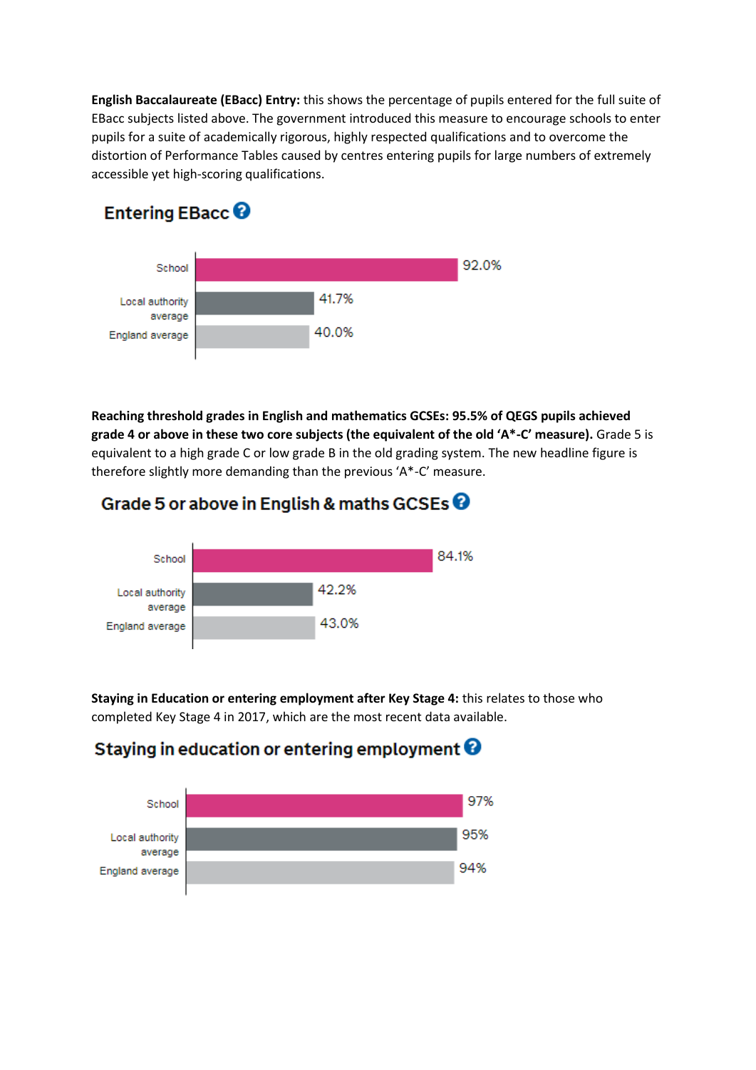**English Baccalaureate (EBacc) Entry:** this shows the percentage of pupils entered for the full suite of EBacc subjects listed above. The government introduced this measure to encourage schools to enter pupils for a suite of academically rigorous, highly respected qualifications and to overcome the distortion of Performance Tables caused by centres entering pupils for large numbers of extremely accessible yet high-scoring qualifications.

## Entering EBacc

| | |
|---|---|
| School | 92.0% |
| Local authority average | 41.7% |
| England average | 40.0% |

**Reaching threshold grades in English and mathematics GCSEs: 95.5% of QEGS pupils achieved grade 4 or above in these two core subjects (the equivalent of the old 'A*-C' measure).** Grade 5 is equivalent to a high grade C or low grade B in the old grading system. The new headline figure is therefore slightly more demanding than the previous 'A*-C' measure.

## Grade 5 or above in English & maths GCSEs

| | |
|---|---|
| School | 84.1% |
| Local authority average | 42.2% |
| England average | 43.0% |

**Staying in Education or entering employment after Key Stage 4:** this relates to those who completed Key Stage 4 in 2017, which are the most recent data available.

## Staying in education or entering employment

| | |
|---|---|
| School | 97% |
| Local authority average | 95% |
| England average | 94% |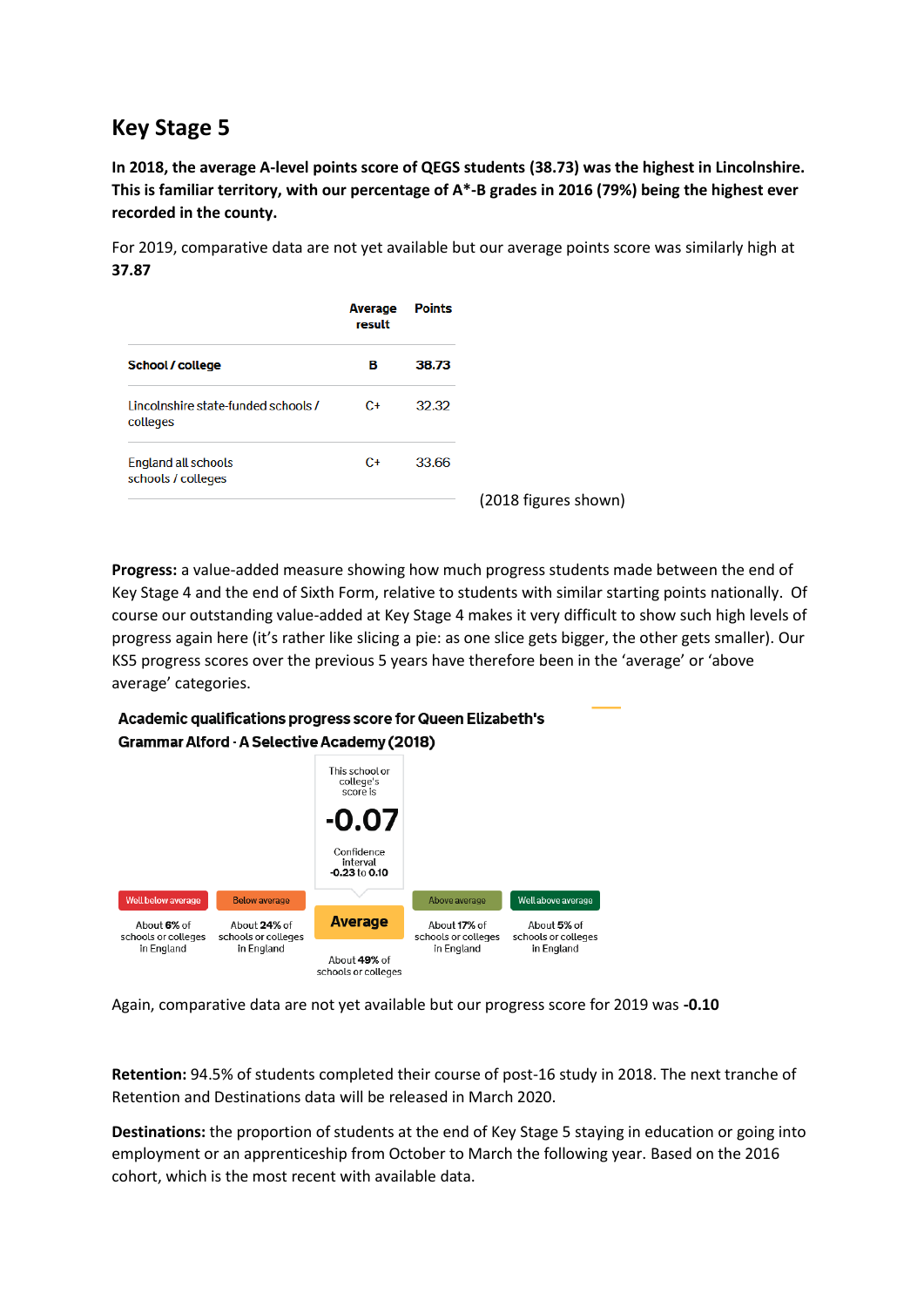## Key Stage 5

**In 2018, the average A-level points score of QEGS students (38.73) was the highest in Lincolnshire. This is familiar territory, with our percentage of A*-B grades in 2016 (79%) being the highest ever recorded in the county.**

For 2019, comparative data are not yet available but our average points score was similarly high at **37.87**

| | Average result | Points |
|---|---|---|
| **School / college** | **B** | **38.73** |
| Lincolnshire state-funded schools / colleges | C+ | 32.32 |
| England all schools schools / colleges | C+ | 33.66 |

(2018 figures shown)

**Progress:** a value-added measure showing how much progress students made between the end of Key Stage 4 and the end of Sixth Form, relative to students with similar starting points nationally. Of course our outstanding value-added at Key Stage 4 makes it very difficult to show such high levels of progress again here (it's rather like slicing a pie: as one slice gets bigger, the other gets smaller). Our KS5 progress scores over the previous 5 years have therefore been in the 'average' or 'above average' categories.

**Academic qualifications progress score for Queen Elizabeth's Grammar Alford - A Selective Academy (2018)**

This school or college's score is **-0.07**

Confidence interval **-0.23** to **0.10**

| Well below average | Below average | **Average** | Above average | Well above average |
|---|---|---|---|---|
| About **6%** of schools or colleges in England | About **24%** of schools or colleges in England | About **49%** of schools or colleges | About **17%** of schools or colleges in England | About **5%** of schools or colleges in England |

Again, comparative data are not yet available but our progress score for 2019 was **-0.10**

**Retention:** 94.5% of students completed their course of post-16 study in 2018. The next tranche of Retention and Destinations data will be released in March 2020.

**Destinations:** the proportion of students at the end of Key Stage 5 staying in education or going into employment or an apprenticeship from October to March the following year. Based on the 2016 cohort, which is the most recent with available data.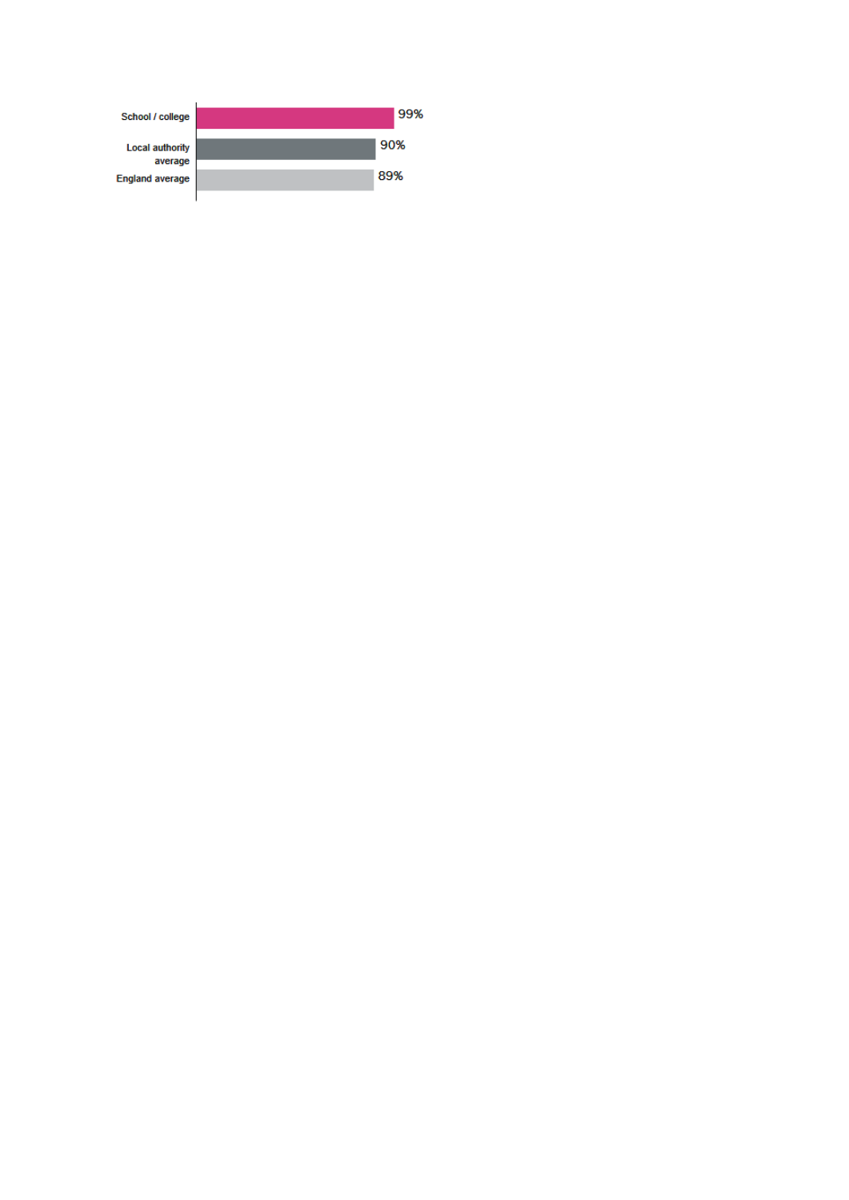School / college

99%

Local authority average

90%

England average

89%